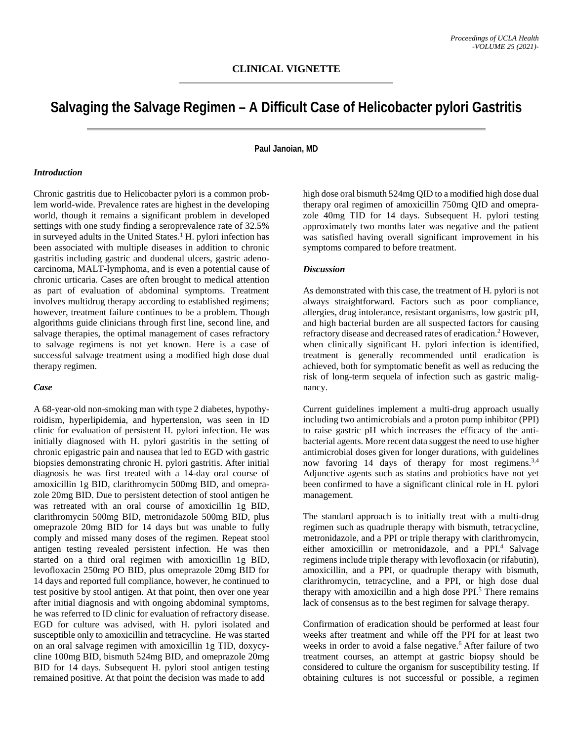CLINICAL VIGNETTE

# Salvaging the Salvage Regimen – A Difficult Case of Helicobacter pylori Gastritis

**Paul Janoian, MD**

### *Introduction*

Chronic gastritis due to Helicobacter pylori is a common problem world-wide. Prevalence rates are highest in the developing world, though it remains a significant problem in developed settings with one study finding a seroprevalence rate of 32.5% in surveyed adults in the United States.[1] H. pylori infection has been associated with multiple diseases in addition to chronic gastritis including gastric and duodenal ulcers, gastric adenocarcinoma, MALT-lymphoma, and is even a potential cause of chronic urticaria. Cases are often brought to medical attention as part of evaluation of abdominal symptoms. Treatment involves multidrug therapy according to established regimens; however, treatment failure continues to be a problem. Though algorithms guide clinicians through first line, second line, and salvage therapies, the optimal management of cases refractory to salvage regimens is not yet known. Here is a case of successful salvage treatment using a modified high dose dual therapy regimen.

### *Case*

A 68-year-old non-smoking man with type 2 diabetes, hypothyroidism, hyperlipidemia, and hypertension, was seen in ID clinic for evaluation of persistent H. pylori infection. He was initially diagnosed with H. pylori gastritis in the setting of chronic epigastric pain and nausea that led to EGD with gastric biopsies demonstrating chronic H. pylori gastritis. After initial diagnosis he was first treated with a 14-day oral course of amoxicillin 1g BID, clarithromycin 500mg BID, and omeprazole 20mg BID. Due to persistent detection of stool antigen he was retreated with an oral course of amoxicillin 1g BID, clarithromycin 500mg BID, metronidazole 500mg BID, plus omeprazole 20mg BID for 14 days but was unable to fully comply and missed many doses of the regimen. Repeat stool antigen testing revealed persistent infection. He was then started on a third oral regimen with amoxicillin 1g BID, levofloxacin 250mg PO BID, plus omeprazole 20mg BID for 14 days and reported full compliance, however, he continued to test positive by stool antigen. At that point, then over one year after initial diagnosis and with ongoing abdominal symptoms, he was referred to ID clinic for evaluation of refractory disease. EGD for culture was advised, with H. pylori isolated and susceptible only to amoxicillin and tetracycline. He was started on an oral salvage regimen with amoxicillin 1g TID, doxycycline 100mg BID, bismuth 524mg BID, and omeprazole 20mg BID for 14 days. Subsequent H. pylori stool antigen testing remained positive. At that point the decision was made to add high dose oral bismuth 524mg QID to a modified high dose dual therapy oral regimen of amoxicillin 750mg QID and omeprazole 40mg TID for 14 days. Subsequent H. pylori testing approximately two months later was negative and the patient was satisfied having overall significant improvement in his symptoms compared to before treatment.

### *Discussion*

As demonstrated with this case, the treatment of H. pylori is not always straightforward. Factors such as poor compliance, allergies, drug intolerance, resistant organisms, low gastric pH, and high bacterial burden are all suspected factors for causing refractory disease and decreased rates of eradication.[2] However, when clinically significant H. pylori infection is identified, treatment is generally recommended until eradication is achieved, both for symptomatic benefit as well as reducing the risk of long-term sequela of infection such as gastric malignancy.

Current guidelines implement a multi-drug approach usually including two antimicrobials and a proton pump inhibitor (PPI) to raise gastric pH which increases the efficacy of the antibacterial agents. More recent data suggest the need to use higher antimicrobial doses given for longer durations, with guidelines now favoring 14 days of therapy for most regimens.[3,4] Adjunctive agents such as statins and probiotics have not yet been confirmed to have a significant clinical role in H. pylori management.

The standard approach is to initially treat with a multi-drug regimen such as quadruple therapy with bismuth, tetracycline, metronidazole, and a PPI or triple therapy with clarithromycin, either amoxicillin or metronidazole, and a PPI.[4] Salvage regimens include triple therapy with levofloxacin (or rifabutin), amoxicillin, and a PPI, or quadruple therapy with bismuth, clarithromycin, tetracycline, and a PPI, or high dose dual therapy with amoxicillin and a high dose PPI.[5] There remains lack of consensus as to the best regimen for salvage therapy.

Confirmation of eradication should be performed at least four weeks after treatment and while off the PPI for at least two weeks in order to avoid a false negative.[6] After failure of two treatment courses, an attempt at gastric biopsy should be considered to culture the organism for susceptibility testing. If obtaining cultures is not successful or possible, a regimen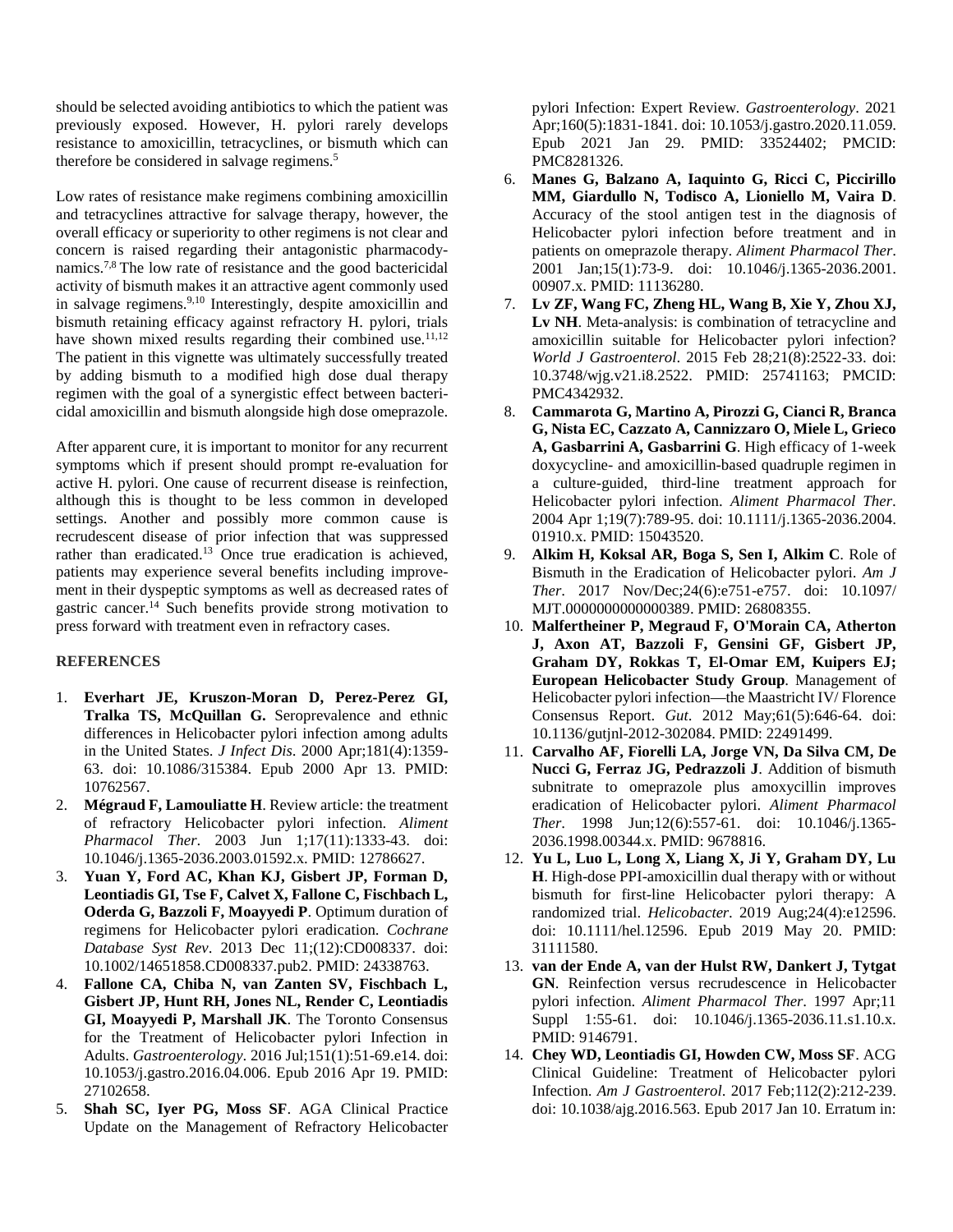should be selected avoiding antibiotics to which the patient was previously exposed. However, H. pylori rarely develops resistance to amoxicillin, tetracyclines, or bismuth which can therefore be considered in salvage regimens.[5]

Low rates of resistance make regimens combining amoxicillin and tetracyclines attractive for salvage therapy, however, the overall efficacy or superiority to other regimens is not clear and concern is raised regarding their antagonistic pharmacodynamics.[7,8] The low rate of resistance and the good bactericidal activity of bismuth makes it an attractive agent commonly used in salvage regimens.[9,10] Interestingly, despite amoxicillin and bismuth retaining efficacy against refractory H. pylori, trials have shown mixed results regarding their combined use.[11,12] The patient in this vignette was ultimately successfully treated by adding bismuth to a modified high dose dual therapy regimen with the goal of a synergistic effect between bactericidal amoxicillin and bismuth alongside high dose omeprazole.

After apparent cure, it is important to monitor for any recurrent symptoms which if present should prompt re-evaluation for active H. pylori. One cause of recurrent disease is reinfection, although this is thought to be less common in developed settings. Another and possibly more common cause is recrudescent disease of prior infection that was suppressed rather than eradicated.[13] Once true eradication is achieved, patients may experience several benefits including improvement in their dyspeptic symptoms as well as decreased rates of gastric cancer.[14] Such benefits provide strong motivation to press forward with treatment even in refractory cases.

## REFERENCES

1. **Everhart JE, Kruszon-Moran D, Perez-Perez GI, Tralka TS, McQuillan G.** Seroprevalence and ethnic differences in Helicobacter pylori infection among adults in the United States. *J Infect Dis*. 2000 Apr;181(4):1359-63. doi: 10.1086/315384. Epub 2000 Apr 13. PMID: 10762567.
2. **Mégraud F, Lamouliatte H**. Review article: the treatment of refractory Helicobacter pylori infection. *Aliment Pharmacol Ther*. 2003 Jun 1;17(11):1333-43. doi: 10.1046/j.1365-2036.2003.01592.x. PMID: 12786627.
3. **Yuan Y, Ford AC, Khan KJ, Gisbert JP, Forman D, Leontiadis GI, Tse F, Calvet X, Fallone C, Fischbach L, Oderda G, Bazzoli F, Moayyedi P**. Optimum duration of regimens for Helicobacter pylori eradication. *Cochrane Database Syst Rev*. 2013 Dec 11;(12):CD008337. doi: 10.1002/14651858.CD008337.pub2. PMID: 24338763.
4. **Fallone CA, Chiba N, van Zanten SV, Fischbach L, Gisbert JP, Hunt RH, Jones NL, Render C, Leontiadis GI, Moayyedi P, Marshall JK**. The Toronto Consensus for the Treatment of Helicobacter pylori Infection in Adults. *Gastroenterology*. 2016 Jul;151(1):51-69.e14. doi: 10.1053/j.gastro.2016.04.006. Epub 2016 Apr 19. PMID: 27102658.
5. **Shah SC, Iyer PG, Moss SF**. AGA Clinical Practice Update on the Management of Refractory Helicobacter pylori Infection: Expert Review. *Gastroenterology*. 2021 Apr;160(5):1831-1841. doi: 10.1053/j.gastro.2020.11.059. Epub 2021 Jan 29. PMID: 33524402; PMCID: PMC8281326.
6. **Manes G, Balzano A, Iaquinto G, Ricci C, Piccirillo MM, Giardullo N, Todisco A, Lioniello M, Vaira D**. Accuracy of the stool antigen test in the diagnosis of Helicobacter pylori infection before treatment and in patients on omeprazole therapy. *Aliment Pharmacol Ther*. 2001 Jan;15(1):73-9. doi: 10.1046/j.1365-2036.2001.00907.x. PMID: 11136280.
7. **Lv ZF, Wang FC, Zheng HL, Wang B, Xie Y, Zhou XJ, Lv NH**. Meta-analysis: is combination of tetracycline and amoxicillin suitable for Helicobacter pylori infection? *World J Gastroenterol*. 2015 Feb 28;21(8):2522-33. doi: 10.3748/wjg.v21.i8.2522. PMID: 25741163; PMCID: PMC4342932.
8. **Cammarota G, Martino A, Pirozzi G, Cianci R, Branca G, Nista EC, Cazzato A, Cannizzaro O, Miele L, Grieco A, Gasbarrini A, Gasbarrini G**. High efficacy of 1-week doxycycline- and amoxicillin-based quadruple regimen in a culture-guided, third-line treatment approach for Helicobacter pylori infection. *Aliment Pharmacol Ther*. 2004 Apr 1;19(7):789-95. doi: 10.1111/j.1365-2036.2004.01910.x. PMID: 15043520.
9. **Alkim H, Koksal AR, Boga S, Sen I, Alkim C**. Role of Bismuth in the Eradication of Helicobacter pylori. *Am J Ther*. 2017 Nov/Dec;24(6):e751-e757. doi: 10.1097/MJT.0000000000000389. PMID: 26808355.
10. **Malfertheiner P, Megraud F, O'Morain CA, Atherton J, Axon AT, Bazzoli F, Gensini GF, Gisbert JP, Graham DY, Rokkas T, El-Omar EM, Kuipers EJ; European Helicobacter Study Group**. Management of Helicobacter pylori infection—the Maastricht IV/ Florence Consensus Report. *Gut*. 2012 May;61(5):646-64. doi: 10.1136/gutjnl-2012-302084. PMID: 22491499.
11. **Carvalho AF, Fiorelli LA, Jorge VN, Da Silva CM, De Nucci G, Ferraz JG, Pedrazzoli J**. Addition of bismuth subnitrate to omeprazole plus amoxycillin improves eradication of Helicobacter pylori. *Aliment Pharmacol Ther*. 1998 Jun;12(6):557-61. doi: 10.1046/j.1365-2036.1998.00344.x. PMID: 9678816.
12. **Yu L, Luo L, Long X, Liang X, Ji Y, Graham DY, Lu H**. High-dose PPI-amoxicillin dual therapy with or without bismuth for first-line Helicobacter pylori therapy: A randomized trial. *Helicobacter*. 2019 Aug;24(4):e12596. doi: 10.1111/hel.12596. Epub 2019 May 20. PMID: 31111580.
13. **van der Ende A, van der Hulst RW, Dankert J, Tytgat GN**. Reinfection versus recrudescence in Helicobacter pylori infection. *Aliment Pharmacol Ther*. 1997 Apr;11 Suppl 1:55-61. doi: 10.1046/j.1365-2036.11.s1.10.x. PMID: 9146791.
14. **Chey WD, Leontiadis GI, Howden CW, Moss SF**. ACG Clinical Guideline: Treatment of Helicobacter pylori Infection. *Am J Gastroenterol*. 2017 Feb;112(2):212-239. doi: 10.1038/ajg.2016.563. Epub 2017 Jan 10. Erratum in: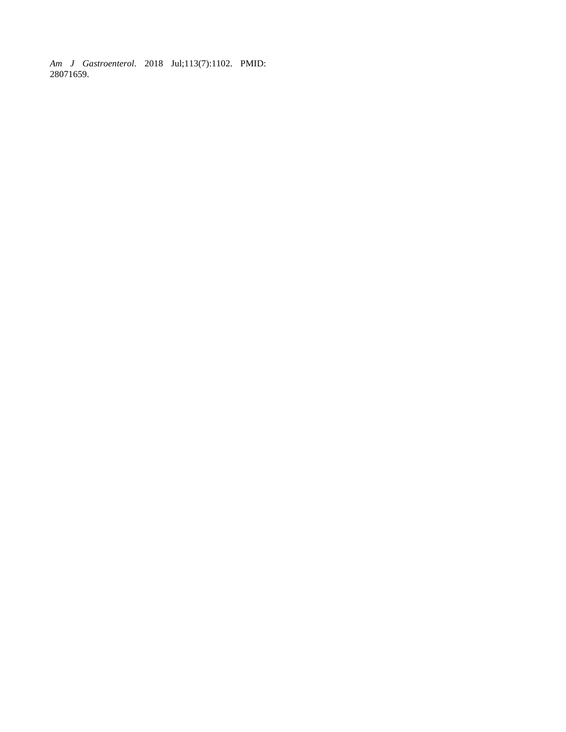*Am J Gastroenterol*. 2018 Jul;113(7):1102. PMID: 28071659.